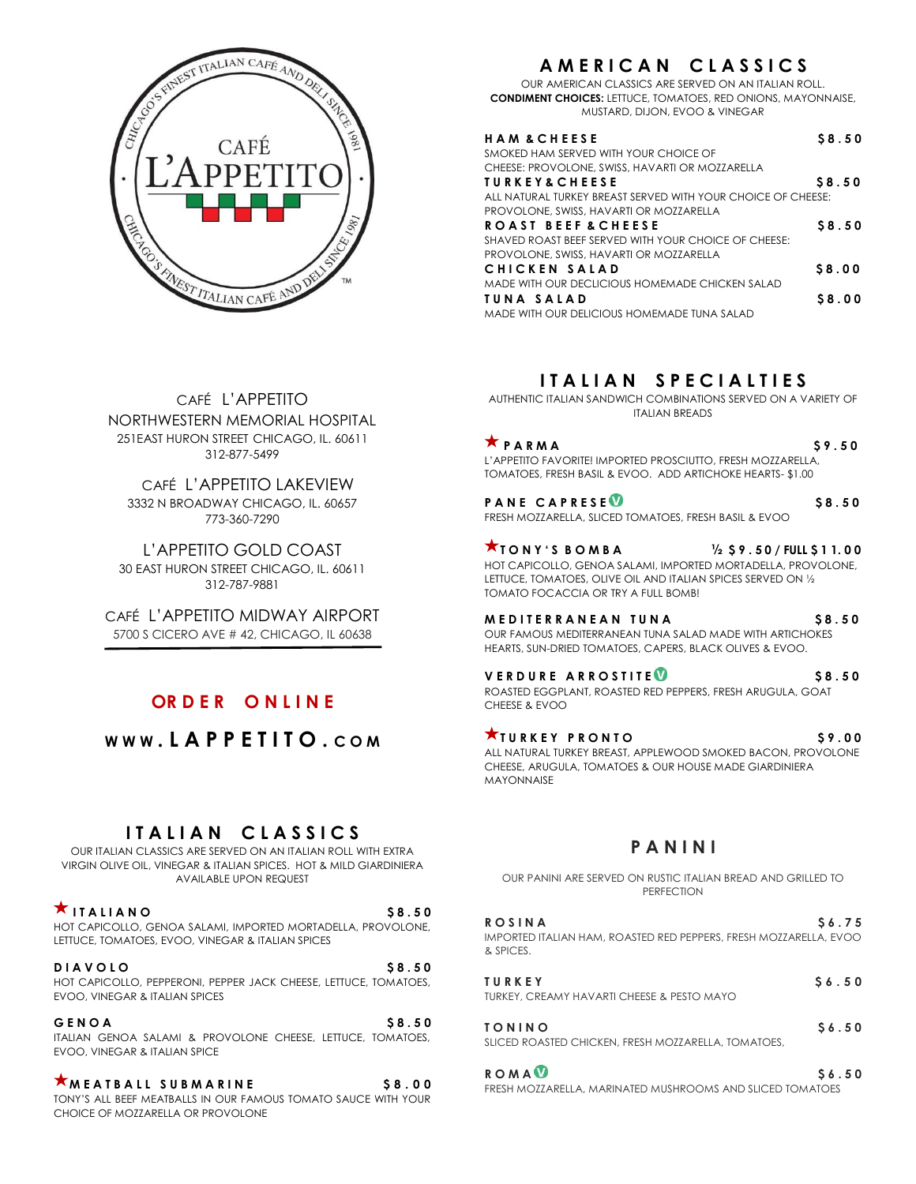CAFÉ L'APPETITO

CHICAGO'S FINEST ITALIAN CAFÉ AND DELI SINCE 1981

## AMERICAN CLASSICS

OUR AMERICAN CLASSICS ARE SERVED ON AN ITALIAN ROLL.
**CONDIMENT CHOICES:** LETTUCE, TOMATOES, RED ONIONS, MAYONNAISE, MUSTARD, DIJON, EVOO & VINEGAR

**HAM & CHEESE** — $8.50
SMOKED HAM SERVED WITH YOUR CHOICE OF CHEESE: PROVOLONE, SWISS, HAVARTI OR MOZZARELLA

**TURKEY & CHEESE** — $8.50
ALL NATURAL TURKEY BREAST SERVED WITH YOUR CHOICE OF CHEESE: PROVOLONE, SWISS, HAVARTI OR MOZZARELLA

**ROAST BEEF & CHEESE** — $8.50
SHAVED ROAST BEEF SERVED WITH YOUR CHOICE OF CHEESE: PROVOLONE, SWISS, HAVARTI OR MOZZARELLA

**CHICKEN SALAD** — $8.00
MADE WITH OUR DECLICIOUS HOMEMADE CHICKEN SALAD

**TUNA SALAD** — $8.00
MADE WITH OUR DELICIOUS HOMEMADE TUNA SALAD

CAFÉ L'APPETITO
NORTHWESTERN MEMORIAL HOSPITAL
251EAST HURON STREET CHICAGO, IL. 60611
312-877-5499

CAFÉ L'APPETITO LAKEVIEW
3332 N BROADWAY CHICAGO, IL. 60657
773-360-7290

L'APPETITO GOLD COAST
30 EAST HURON STREET CHICAGO, IL. 60611
312-787-9881

CAFÉ L'APPETITO MIDWAY AIRPORT
5700 S CICERO AVE # 42, CHICAGO, IL 60638

**ORDER ONLINE**

**WWW.LAPPETITO.COM**

## ITALIAN SPECIALTIES

AUTHENTIC ITALIAN SANDWICH COMBINATIONS SERVED ON A VARIETY OF ITALIAN BREADS

★ **PARMA** — $9.50
L'APPETITO FAVORITE! IMPORTED PROSCIUTTO, FRESH MOZZARELLA, TOMATOES, FRESH BASIL & EVOO. ADD ARTICHOKE HEARTS- $1.00

**PANE CAPRESE** (V) — $8.50
FRESH MOZZARELLA, SLICED TOMATOES, FRESH BASIL & EVOO

★ **TONY'S BOMBA** — ½ $9.50 / FULL $11.00
HOT CAPICOLLO, GENOA SALAMI, IMPORTED MORTADELLA, PROVOLONE, LETTUCE, TOMATOES, OLIVE OIL AND ITALIAN SPICES SERVED ON ½ TOMATO FOCACCIA OR TRY A FULL BOMB!

**MEDITERRANEAN TUNA** — $8.50
OUR FAMOUS MEDITERRANEAN TUNA SALAD MADE WITH ARTICHOKES HEARTS, SUN-DRIED TOMATOES, CAPERS, BLACK OLIVES & EVOO.

**VERDURE ARROSTITE** (V) — $8.50
ROASTED EGGPLANT, ROASTED RED PEPPERS, FRESH ARUGULA, GOAT CHEESE & EVOO

★ **TURKEY PRONTO** — $9.00
ALL NATURAL TURKEY BREAST, APPLEWOOD SMOKED BACON, PROVOLONE CHEESE, ARUGULA, TOMATOES & OUR HOUSE MADE GIARDINIERA MAYONNAISE

## ITALIAN CLASSICS

OUR ITALIAN CLASSICS ARE SERVED ON AN ITALIAN ROLL WITH EXTRA VIRGIN OLIVE OIL, VINEGAR & ITALIAN SPICES. HOT & MILD GIARDINIERA AVAILABLE UPON REQUEST

★ **ITALIANO** — $8.50
HOT CAPICOLLO, GENOA SALAMI, IMPORTED MORTADELLA, PROVOLONE, LETTUCE, TOMATOES, EVOO, VINEGAR & ITALIAN SPICES

**DIAVOLO** — $8.50
HOT CAPICOLLO, PEPPERONI, PEPPER JACK CHEESE, LETTUCE, TOMATOES, EVOO, VINEGAR & ITALIAN SPICES

**GENOA** — $8.50
ITALIAN GENOA SALAMI & PROVOLONE CHEESE, LETTUCE, TOMATOES, EVOO, VINEGAR & ITALIAN SPICE

★ **MEATBALL SUBMARINE** — $8.00
TONY'S ALL BEEF MEATBALLS IN OUR FAMOUS TOMATO SAUCE WITH YOUR CHOICE OF MOZZARELLA OR PROVOLONE

## PANINI

OUR PANINI ARE SERVED ON RUSTIC ITALIAN BREAD AND GRILLED TO PERFECTION

**ROSINA** — $6.75
IMPORTED ITALIAN HAM, ROASTED RED PEPPERS, FRESH MOZZARELLA, EVOO & SPICES.

**TURKEY** — $6.50
TURKEY, CREAMY HAVARTI CHEESE & PESTO MAYO

**TONINO** — $6.50
SLICED ROASTED CHICKEN, FRESH MOZZARELLA, TOMATOES,

**ROMA** (V) — $6.50
FRESH MOZZARELLA, MARINATED MUSHROOMS AND SLICED TOMATOES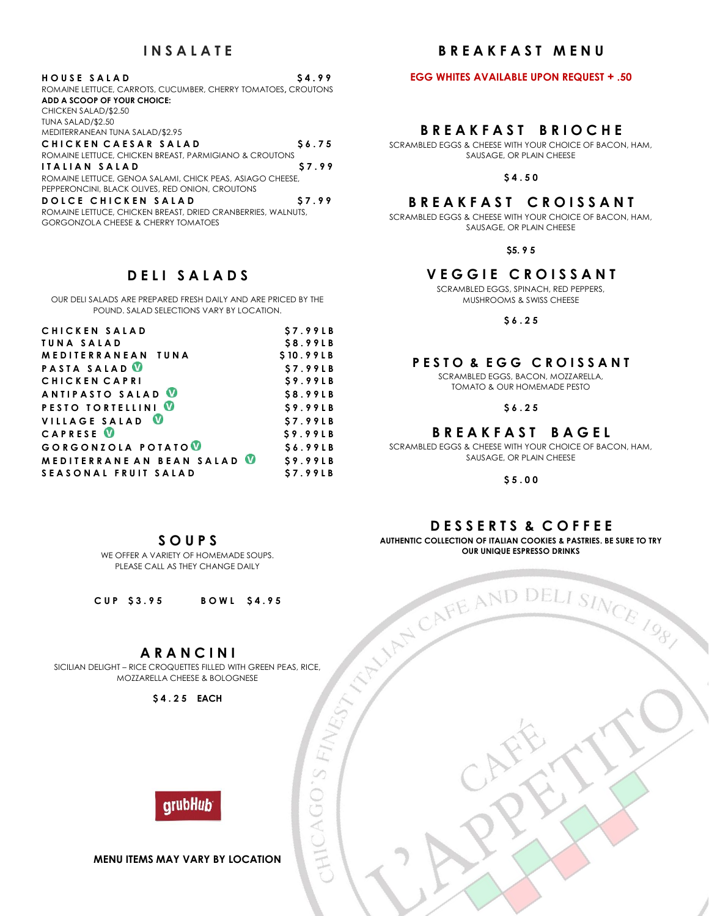## INSALATE

**HOUSE SALAD** **$4.99**
ROMAINE LETTUCE, CARROTS, CUCUMBER, CHERRY TOMATOES, CROUTONS
**ADD A SCOOP OF YOUR CHOICE:**
CHICKEN SALAD/$2.50
TUNA SALAD/$2.50
MEDITERRANEAN TUNA SALAD/$2.95

**CHICKEN CAESAR SALAD** **$6.75**
ROMAINE LETTUCE, CHICKEN BREAST, PARMIGIANO & CROUTONS

**ITALIAN SALAD** **$7.99**
ROMAINE LETTUCE, GENOA SALAMI, CHICK PEAS, ASIAGO CHEESE, PEPPERONCINI, BLACK OLIVES, RED ONION, CROUTONS

**DOLCE CHICKEN SALAD** **$7.99**
ROMAINE LETTUCE, CHICKEN BREAST, DRIED CRANBERRIES, WALNUTS, GORGONZOLA CHEESE & CHERRY TOMATOES

## DELI SALADS

OUR DELI SALADS ARE PREPARED FRESH DAILY AND ARE PRICED BY THE POUND. SALAD SELECTIONS VARY BY LOCATION.

| | |
|---|---|
| CHICKEN SALAD | $7.99LB |
| TUNA SALAD | $8.99LB |
| MEDITERRANEAN TUNA | $10.99LB |
| PASTA SALAD (V) | $7.99LB |
| CHICKEN CAPRI | $9.99LB |
| ANTIPASTO SALAD (V) | $8.99LB |
| PESTO TORTELLINI (V) | $9.99LB |
| VILLAGE SALAD (V) | $7.99LB |
| CAPRESE (V) | $9.99LB |
| GORGONZOLA POTATO (V) | $6.99LB |
| MEDITERRANEAN BEAN SALAD (V) | $9.99LB |
| SEASONAL FRUIT SALAD | $7.99LB |

## SOUPS

WE OFFER A VARIETY OF HOMEMADE SOUPS. PLEASE CALL AS THEY CHANGE DAILY

**CUP $3.95** **BOWL $4.95**

## ARANCINI

SICILIAN DELIGHT – RICE CROQUETTES FILLED WITH GREEN PEAS, RICE, MOZZARELLA CHEESE & BOLOGNESE

**$4.25 EACH**

grubHub

**MENU ITEMS MAY VARY BY LOCATION**

## BREAKFAST MENU

**EGG WHITES AVAILABLE UPON REQUEST + .50**

### BREAKFAST BRIOCHE

SCRAMBLED EGGS & CHEESE WITH YOUR CHOICE OF BACON, HAM, SAUSAGE, OR PLAIN CHEESE

**$4.50**

### BREAKFAST CROISSANT

SCRAMBLED EGGS & CHEESE WITH YOUR CHOICE OF BACON, HAM, SAUSAGE, OR PLAIN CHEESE

**$5.95**

### VEGGIE CROISSANT

SCRAMBLED EGGS, SPINACH, RED PEPPERS, MUSHROOMS & SWISS CHEESE

**$6.25**

### PESTO & EGG CROISSANT

SCRAMBLED EGGS, BACON, MOZZARELLA, TOMATO & OUR HOMEMADE PESTO

**$6.25**

### BREAKFAST BAGEL

SCRAMBLED EGGS & CHEESE WITH YOUR CHOICE OF BACON, HAM, SAUSAGE, OR PLAIN CHEESE

**$5.00**

## DESSERTS & COFFEE

**AUTHENTIC COLLECTION OF ITALIAN COOKIES & PASTRIES. BE SURE TO TRY OUR UNIQUE ESPRESSO DRINKS**

CHICAGO'S FINEST ITALIAN CAFE AND DELI SINCE 1981

CAFÉ L'APPETITO